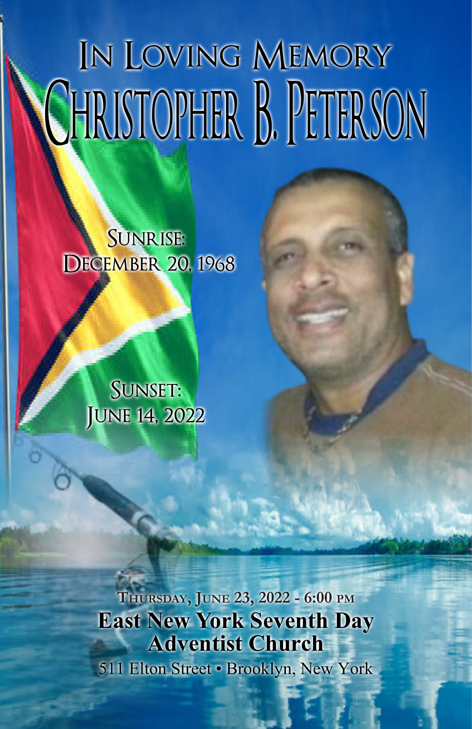# In Loving Memory

# Christopher B. Peterson

**Sunrise:**
December 20, 1968

**Sunset:**
June 14, 2022

Thursday, June 23, 2022 - 6:00 pm

**East New York Seventh Day Adventist Church**

511 Elton Street • Brooklyn, New York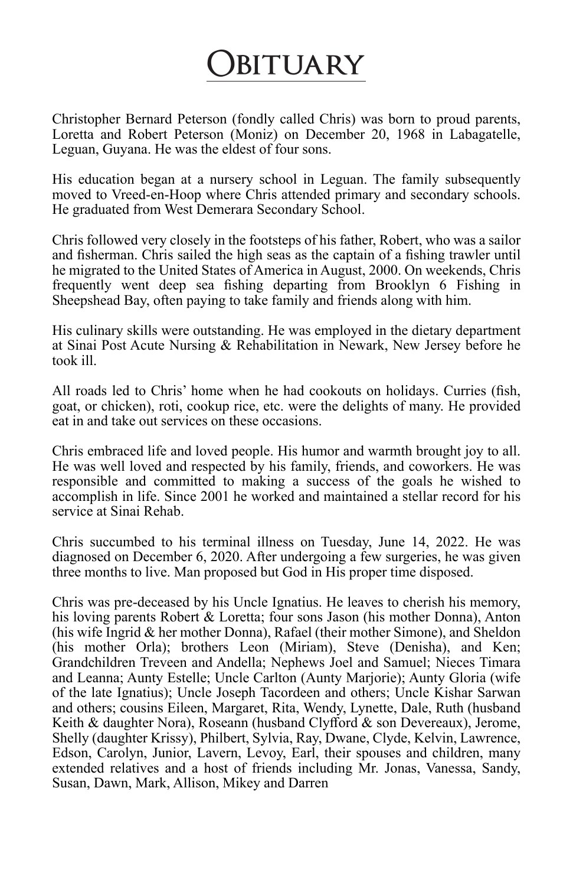# Obituary

Christopher Bernard Peterson (fondly called Chris) was born to proud parents, Loretta and Robert Peterson (Moniz) on December 20, 1968 in Labagatelle, Leguan, Guyana. He was the eldest of four sons.

His education began at a nursery school in Leguan. The family subsequently moved to Vreed-en-Hoop where Chris attended primary and secondary schools. He graduated from West Demerara Secondary School.

Chris followed very closely in the footsteps of his father, Robert, who was a sailor and fisherman. Chris sailed the high seas as the captain of a fishing trawler until he migrated to the United States of America in August, 2000. On weekends, Chris frequently went deep sea fishing departing from Brooklyn 6 Fishing in Sheepshead Bay, often paying to take family and friends along with him.

His culinary skills were outstanding. He was employed in the dietary department at Sinai Post Acute Nursing & Rehabilitation in Newark, New Jersey before he took ill.

All roads led to Chris' home when he had cookouts on holidays. Curries (fish, goat, or chicken), roti, cookup rice, etc. were the delights of many. He provided eat in and take out services on these occasions.

Chris embraced life and loved people. His humor and warmth brought joy to all. He was well loved and respected by his family, friends, and coworkers. He was responsible and committed to making a success of the goals he wished to accomplish in life. Since 2001 he worked and maintained a stellar record for his service at Sinai Rehab.

Chris succumbed to his terminal illness on Tuesday, June 14, 2022. He was diagnosed on December 6, 2020. After undergoing a few surgeries, he was given three months to live. Man proposed but God in His proper time disposed.

Chris was pre-deceased by his Uncle Ignatius. He leaves to cherish his memory, his loving parents Robert & Loretta; four sons Jason (his mother Donna), Anton (his wife Ingrid & her mother Donna), Rafael (their mother Simone), and Sheldon (his mother Orla); brothers Leon (Miriam), Steve (Denisha), and Ken; Grandchildren Treveen and Andella; Nephews Joel and Samuel; Nieces Timara and Leanna; Aunty Estelle; Uncle Carlton (Aunty Marjorie); Aunty Gloria (wife of the late Ignatius); Uncle Joseph Tacordeen and others; Uncle Kishar Sarwan and others; cousins Eileen, Margaret, Rita, Wendy, Lynette, Dale, Ruth (husband Keith & daughter Nora), Roseann (husband Clyfford & son Devereaux), Jerome, Shelly (daughter Krissy), Philbert, Sylvia, Ray, Dwane, Clyde, Kelvin, Lawrence, Edson, Carolyn, Junior, Lavern, Levoy, Earl, their spouses and children, many extended relatives and a host of friends including Mr. Jonas, Vanessa, Sandy, Susan, Dawn, Mark, Allison, Mikey and Darren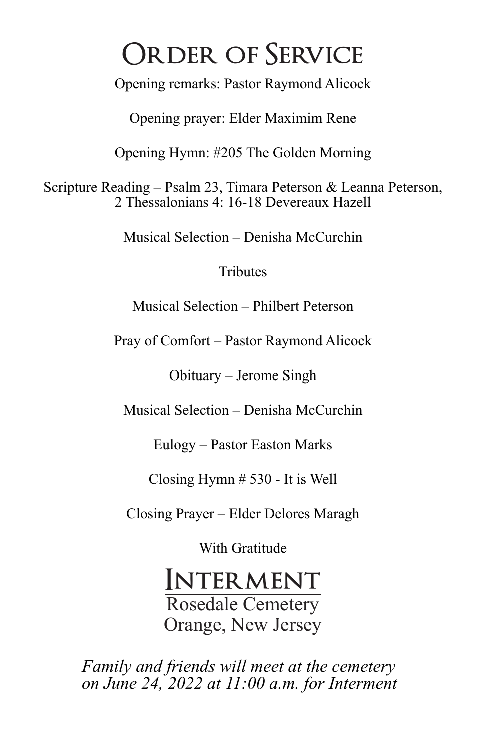# Order of Service

Opening remarks: Pastor Raymond Alicock

Opening prayer: Elder Maximim Rene

Opening Hymn: #205 The Golden Morning

Scripture Reading – Psalm 23, Timara Peterson & Leanna Peterson,
2 Thessalonians 4: 16-18 Devereaux Hazell

Musical Selection – Denisha McCurchin

Tributes

Musical Selection – Philbert Peterson

Pray of Comfort – Pastor Raymond Alicock

Obituary – Jerome Singh

Musical Selection – Denisha McCurchin

Eulogy – Pastor Easton Marks

Closing Hymn # 530 - It is Well

Closing Prayer – Elder Delores Maragh

With Gratitude

# Interment

Rosedale Cemetery
Orange, New Jersey

*Family and friends will meet at the cemetery on June 24, 2022 at 11:00 a.m. for Interment*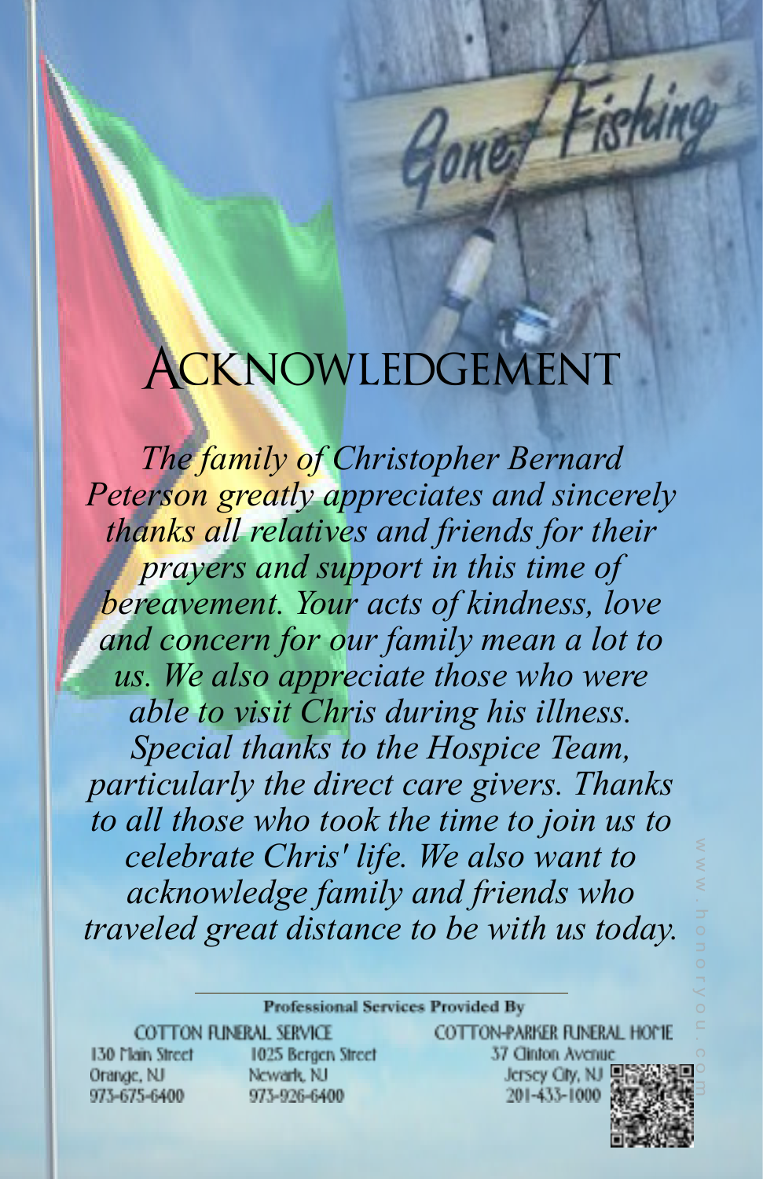# Acknowledgement

*The family of Christopher Bernard Peterson greatly appreciates and sincerely thanks all relatives and friends for their prayers and support in this time of bereavement. Your acts of kindness, love and concern for our family mean a lot to us. We also appreciate those who were able to visit Chris during his illness. Special thanks to the Hospice Team, particularly the direct care givers. Thanks to all those who took the time to join us to celebrate Chris' life. We also want to acknowledge family and friends who traveled great distance to be with us today.*

---

**Professional Services Provided By**

COTTON FUNERAL SERVICE

130 Main Street
Orange, NJ
973-675-6400

1025 Bergen Street
Newark, NJ
973-926-6400

COTTON-PARKER FUNERAL HOME

37 Clinton Avenue
Jersey City, NJ
201-433-1000

www.honoryou.com